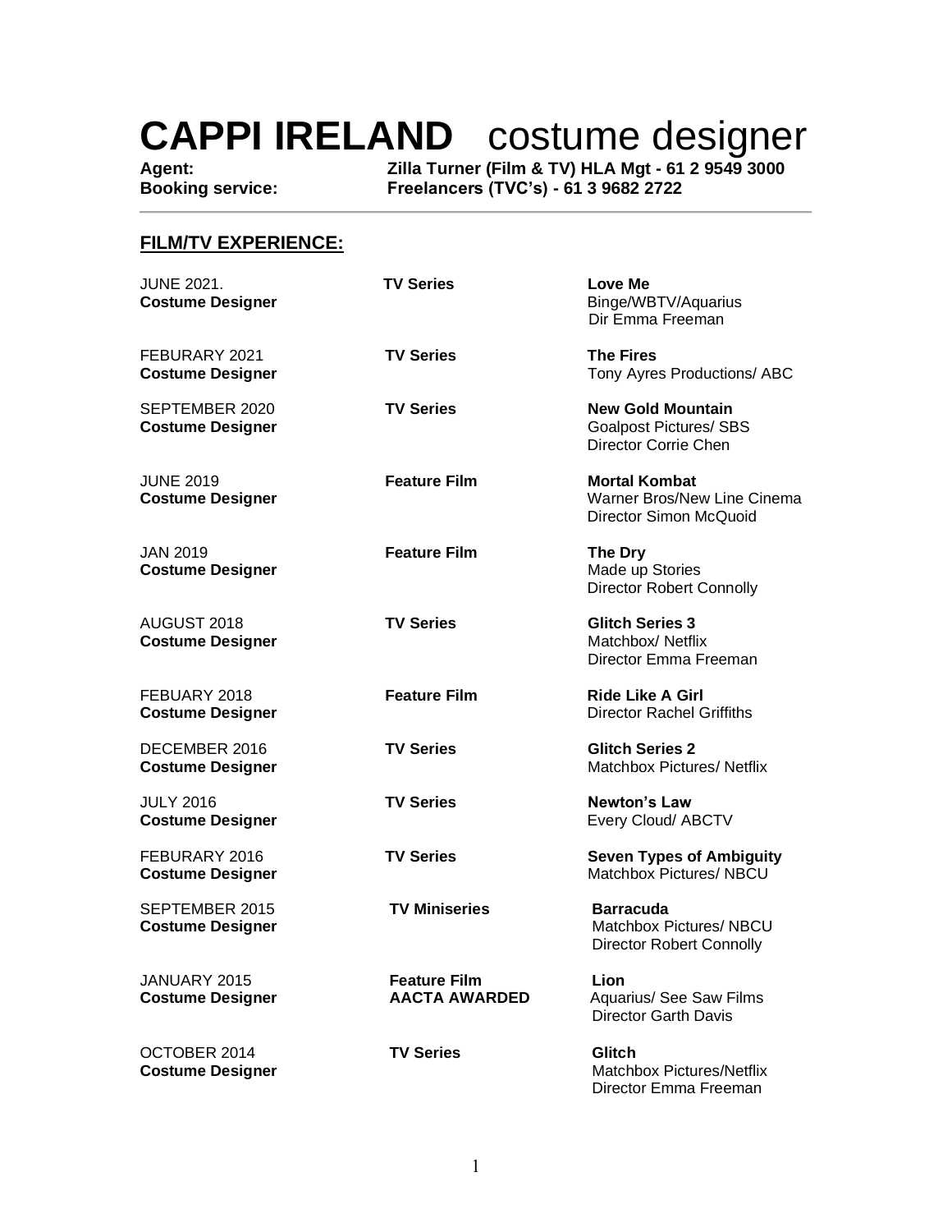# **CAPPI IRELAND** costume designer

**Agent:** **Zilla Turner (Film & TV) HLA Mgt - 61 2 9549 3000**
**Booking service:** **Freelancers (TVC's) - 61 3 9682 2722**

---

## FILM/TV EXPERIENCE:

| | | |
|---|---|---|
| JUNE 2021.<br>**Costume Designer** | **TV Series** | **Love Me**<br>Binge/WBTV/Aquarius<br>Dir Emma Freeman |
| FEBURARY 2021<br>**Costume Designer** | **TV Series** | **The Fires**<br>Tony Ayres Productions/ ABC |
| SEPTEMBER 2020<br>**Costume Designer** | **TV Series** | **New Gold Mountain**<br>Goalpost Pictures/ SBS<br>Director Corrie Chen |
| JUNE 2019<br>**Costume Designer** | **Feature Film** | **Mortal Kombat**<br>Warner Bros/New Line Cinema<br>Director Simon McQuoid |
| JAN 2019<br>**Costume Designer** | **Feature Film** | **The Dry**<br>Made up Stories<br>Director Robert Connolly |
| AUGUST 2018<br>**Costume Designer** | **TV Series** | **Glitch Series 3**<br>Matchbox/ Netflix<br>Director Emma Freeman |
| FEBUARY 2018<br>**Costume Designer** | **Feature Film** | **Ride Like A Girl**<br>Director Rachel Griffiths |
| DECEMBER 2016<br>**Costume Designer** | **TV Series** | **Glitch Series 2**<br>Matchbox Pictures/ Netflix |
| JULY 2016<br>**Costume Designer** | **TV Series** | **Newton's Law**<br>Every Cloud/ ABCTV |
| FEBURARY 2016<br>**Costume Designer** | **TV Series** | **Seven Types of Ambiguity**<br>Matchbox Pictures/ NBCU |
| SEPTEMBER 2015<br>**Costume Designer** | **TV Miniseries** | **Barracuda**<br>Matchbox Pictures/ NBCU<br>Director Robert Connolly |
| JANUARY 2015<br>**Costume Designer** | **Feature Film**<br>**AACTA AWARDED** | **Lion**<br>Aquarius/ See Saw Films<br>Director Garth Davis |
| OCTOBER 2014<br>**Costume Designer** | **TV Series** | **Glitch**<br>Matchbox Pictures/Netflix<br>Director Emma Freeman |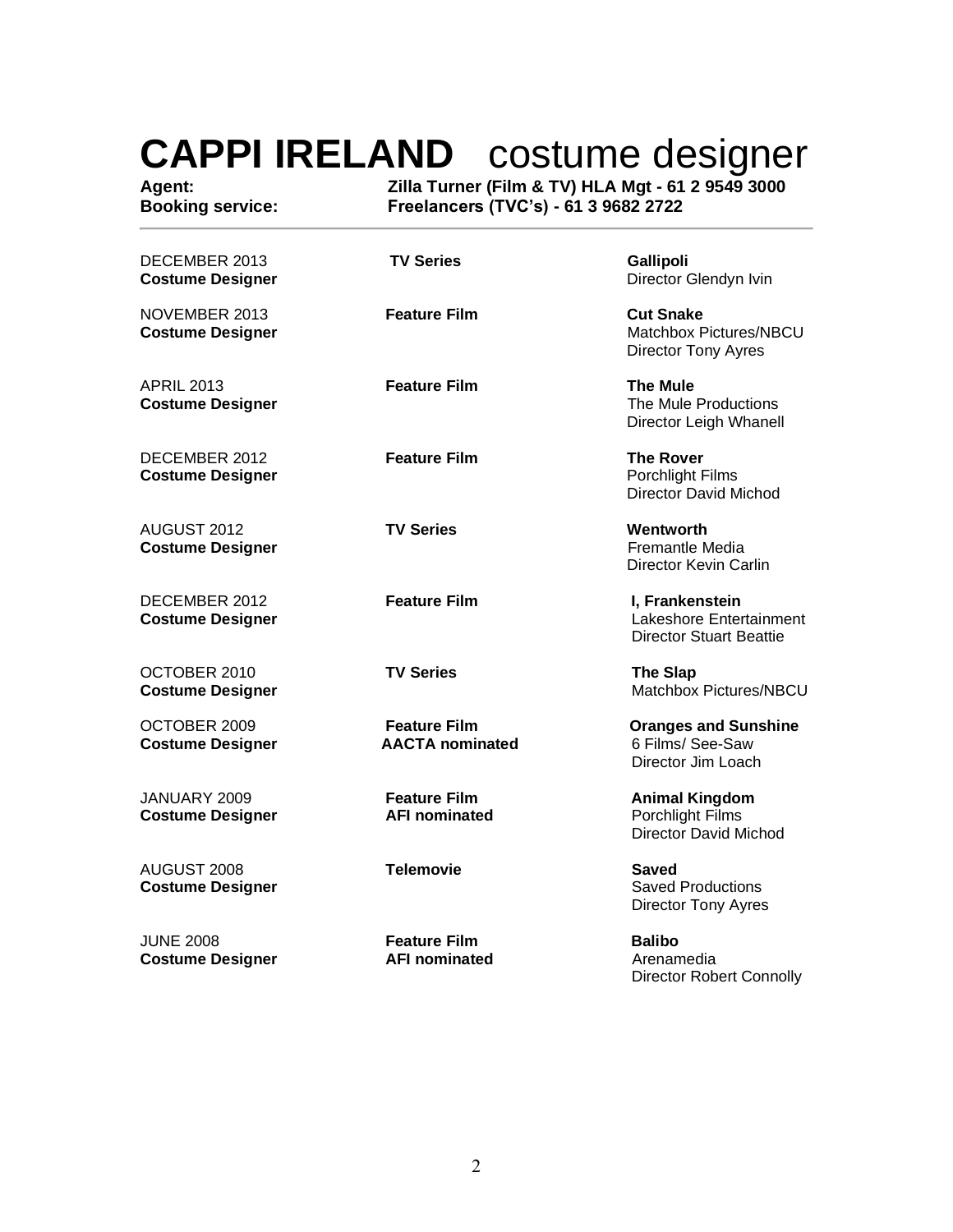# CAPPI IRELAND costume designer

**Agent:** **Zilla Turner (Film & TV) HLA Mgt - 61 2 9549 3000**
**Booking service:** **Freelancers (TVC's) - 61 3 9682 2722**

---

| | | |
|---|---|---|
| DECEMBER 2013<br>**Costume Designer** | **TV Series** | **Gallipoli**<br>Director Glendyn Ivin |
| NOVEMBER 2013<br>**Costume Designer** | **Feature Film** | **Cut Snake**<br>Matchbox Pictures/NBCU<br>Director Tony Ayres |
| APRIL 2013<br>**Costume Designer** | **Feature Film** | **The Mule**<br>The Mule Productions<br>Director Leigh Whanell |
| DECEMBER 2012<br>**Costume Designer** | **Feature Film** | **The Rover**<br>Porchlight Films<br>Director David Michod |
| AUGUST 2012<br>**Costume Designer** | **TV Series** | **Wentworth**<br>Fremantle Media<br>Director Kevin Carlin |
| DECEMBER 2012<br>**Costume Designer** | **Feature Film** | **I, Frankenstein**<br>Lakeshore Entertainment<br>Director Stuart Beattie |
| OCTOBER 2010<br>**Costume Designer** | **TV Series** | **The Slap**<br>Matchbox Pictures/NBCU |
| OCTOBER 2009<br>**Costume Designer** | **Feature Film**<br>**AACTA nominated** | **Oranges and Sunshine**<br>6 Films/ See-Saw<br>Director Jim Loach |
| JANUARY 2009<br>**Costume Designer** | **Feature Film**<br>**AFI nominated** | **Animal Kingdom**<br>Porchlight Films<br>Director David Michod |
| AUGUST 2008<br>**Costume Designer** | **Telemovie** | **Saved**<br>Saved Productions<br>Director Tony Ayres |
| JUNE 2008<br>**Costume Designer** | **Feature Film**<br>**AFI nominated** | **Balibo**<br>Arenamedia<br>Director Robert Connolly |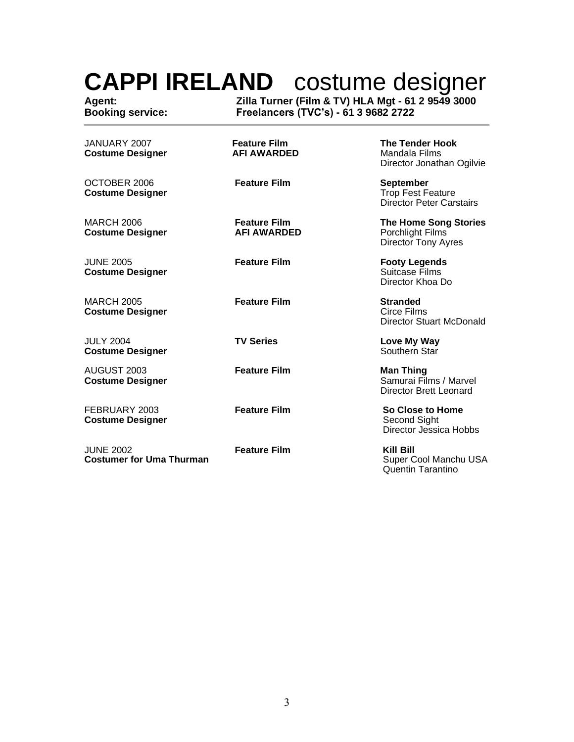# **CAPPI IRELAND** costume designer

**Agent:** **Zilla Turner (Film & TV) HLA Mgt - 61 2 9549 3000**
**Booking service:** **Freelancers (TVC's) - 61 3 9682 2722**

---

| | | |
|---|---|---|
| JANUARY 2007<br>**Costume Designer** | **Feature Film**<br>**AFI AWARDED** | **The Tender Hook**<br>Mandala Films<br>Director Jonathan Ogilvie |
| OCTOBER 2006<br>**Costume Designer** | **Feature Film** | **September**<br>Trop Fest Feature<br>Director Peter Carstairs |
| MARCH 2006<br>**Costume Designer** | **Feature Film**<br>**AFI AWARDED** | **The Home Song Stories**<br>Porchlight Films<br>Director Tony Ayres |
| JUNE 2005<br>**Costume Designer** | **Feature Film** | **Footy Legends**<br>Suitcase Films<br>Director Khoa Do |
| MARCH 2005<br>**Costume Designer** | **Feature Film** | **Stranded**<br>Circe Films<br>Director Stuart McDonald |
| JULY 2004<br>**Costume Designer** | **TV Series** | **Love My Way**<br>Southern Star |
| AUGUST 2003<br>**Costume Designer** | **Feature Film** | **Man Thing**<br>Samurai Films / Marvel<br>Director Brett Leonard |
| FEBRUARY 2003<br>**Costume Designer** | **Feature Film** | **So Close to Home**<br>Second Sight<br>Director Jessica Hobbs |
| JUNE 2002<br>**Costumer for Uma Thurman** | **Feature Film** | **Kill Bill**<br>Super Cool Manchu USA<br>Quentin Tarantino |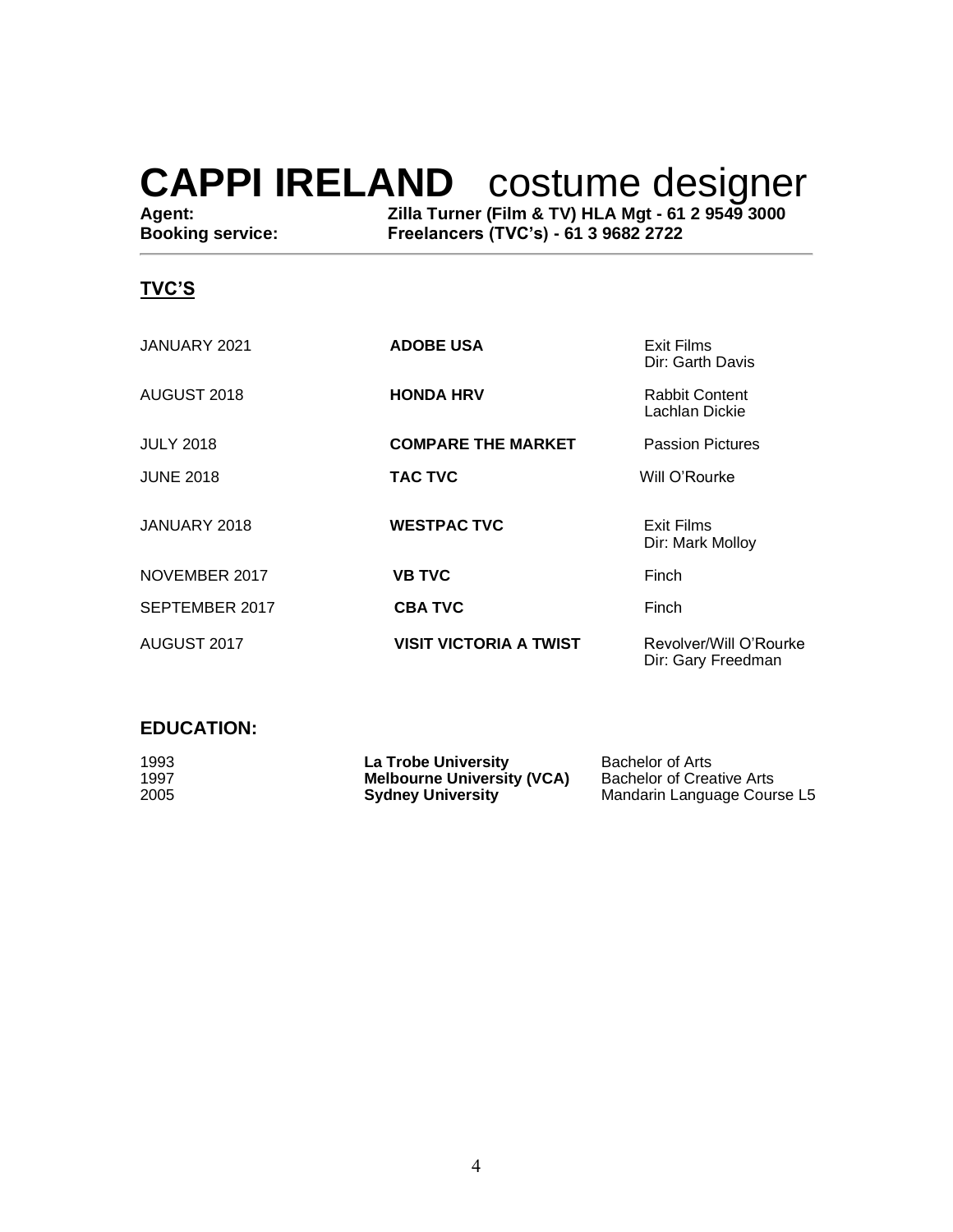# **CAPPI IRELAND** costume designer

**Agent:** **Zilla Turner (Film & TV) HLA Mgt - 61 2 9549 3000**
**Booking service:** **Freelancers (TVC's) - 61 3 9682 2722**

---

## **TVC'S**

| | | |
|---|---|---|
| JANUARY 2021 | **ADOBE USA** | Exit Films<br>Dir: Garth Davis |
| AUGUST 2018 | **HONDA HRV** | Rabbit Content<br>Lachlan Dickie |
| JULY 2018 | **COMPARE THE MARKET** | Passion Pictures |
| JUNE 2018 | **TAC TVC** | Will O'Rourke |
| JANUARY 2018 | **WESTPAC TVC** | Exit Films<br>Dir: Mark Molloy |
| NOVEMBER 2017 | **VB TVC** | Finch |
| SEPTEMBER 2017 | **CBA TVC** | Finch |
| AUGUST 2017 | **VISIT VICTORIA A TWIST** | Revolver/Will O'Rourke<br>Dir: Gary Freedman |

## **EDUCATION:**

| | | |
|---|---|---|
| 1993 | **La Trobe University** | Bachelor of Arts |
| 1997 | **Melbourne University (VCA)** | Bachelor of Creative Arts |
| 2005 | **Sydney University** | Mandarin Language Course L5 |